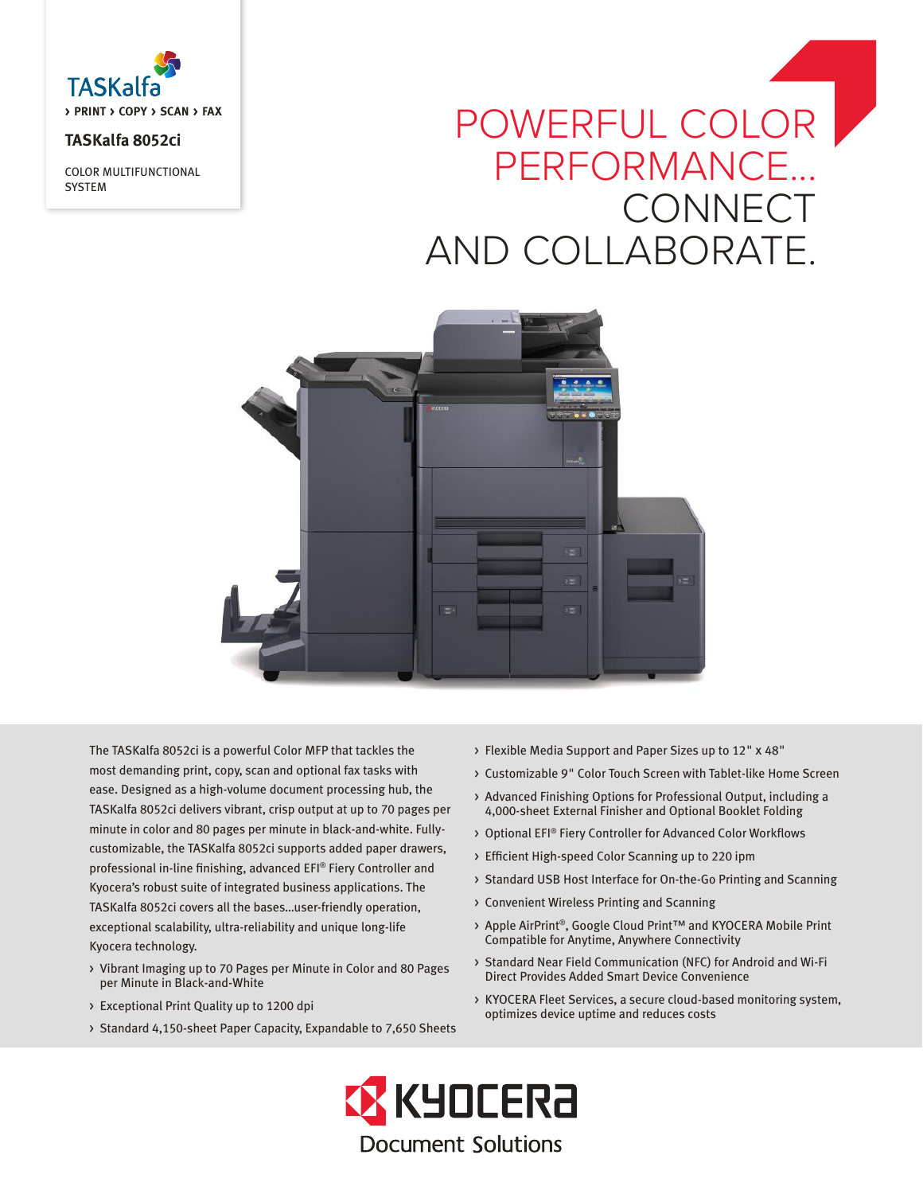TASKalfa

› PRINT › COPY › SCAN › FAX

**TASKalfa 8052ci**

COLOR MULTIFUNCTIONAL SYSTEM

# POWERFUL COLOR PERFORMANCE... CONNECT AND COLLABORATE.

The TASKalfa 8052ci is a powerful Color MFP that tackles the most demanding print, copy, scan and optional fax tasks with ease. Designed as a high-volume document processing hub, the TASKalfa 8052ci delivers vibrant, crisp output at up to 70 pages per minute in color and 80 pages per minute in black-and-white. Fully-customizable, the TASKalfa 8052ci supports added paper drawers, professional in-line finishing, advanced EFI® Fiery Controller and Kyocera's robust suite of integrated business applications. The TASKalfa 8052ci covers all the bases...user-friendly operation, exceptional scalability, ultra-reliability and unique long-life Kyocera technology.

- Vibrant Imaging up to 70 Pages per Minute in Color and 80 Pages per Minute in Black-and-White
- Exceptional Print Quality up to 1200 dpi
- Standard 4,150-sheet Paper Capacity, Expandable to 7,650 Sheets
- Flexible Media Support and Paper Sizes up to 12" x 48"
- Customizable 9" Color Touch Screen with Tablet-like Home Screen
- Advanced Finishing Options for Professional Output, including a 4,000-sheet External Finisher and Optional Booklet Folding
- Optional EFI® Fiery Controller for Advanced Color Workflows
- Efficient High-speed Color Scanning up to 220 ipm
- Standard USB Host Interface for On-the-Go Printing and Scanning
- Convenient Wireless Printing and Scanning
- Apple AirPrint®, Google Cloud Print™ and KYOCERA Mobile Print Compatible for Anytime, Anywhere Connectivity
- Standard Near Field Communication (NFC) for Android and Wi-Fi Direct Provides Added Smart Device Convenience
- KYOCERA Fleet Services, a secure cloud-based monitoring system, optimizes device uptime and reduces costs

KYOCERA Document Solutions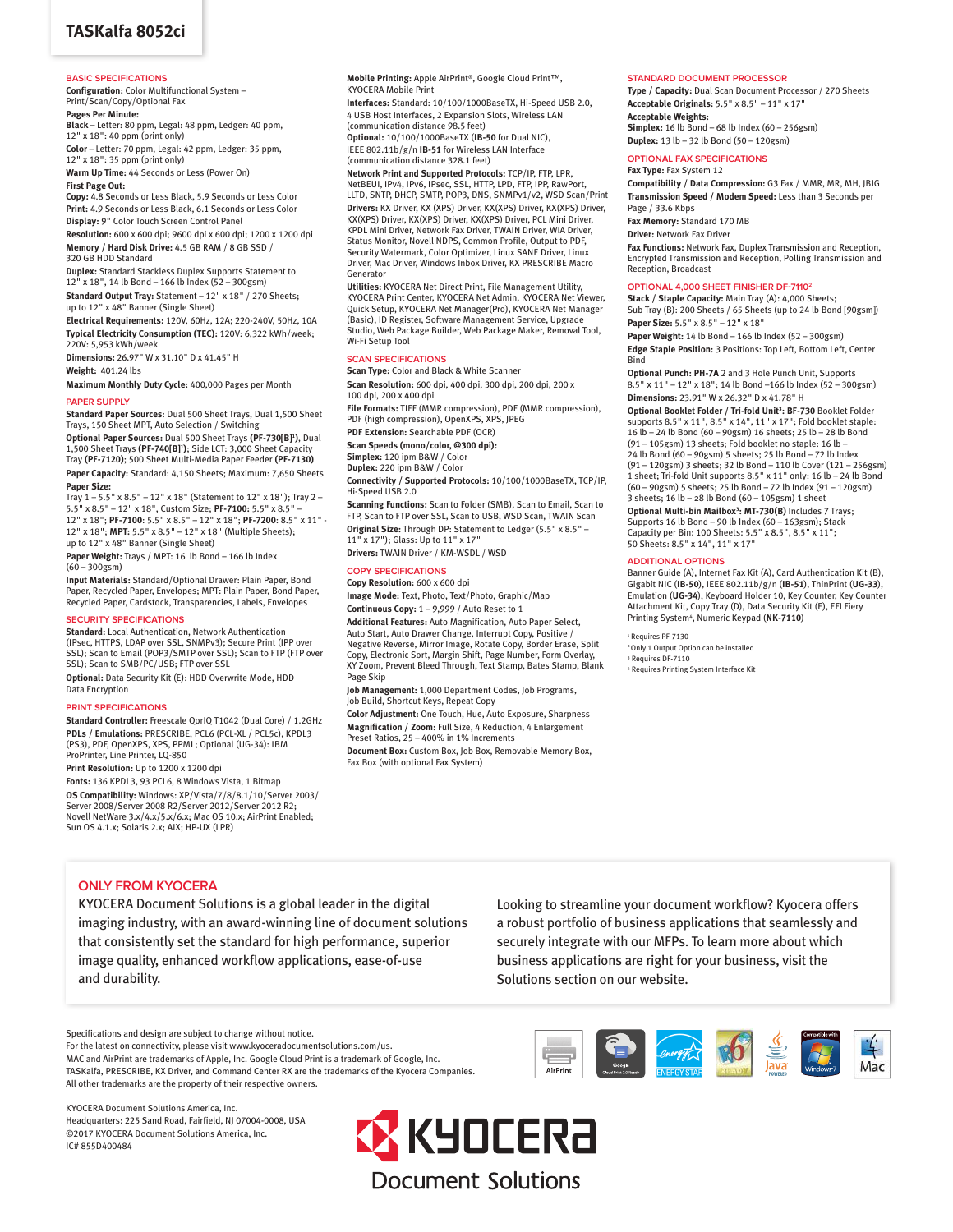# TASKalfa 8052ci

## BASIC SPECIFICATIONS

**Configuration:** Color Multifunctional System – Print/Scan/Copy/Optional Fax

**Pages Per Minute:**
**Black** – Letter: 80 ppm, Legal: 48 ppm, Ledger: 40 ppm, 12" x 18": 40 ppm (print only)
**Color** – Letter: 70 ppm, Legal: 42 ppm, Ledger: 35 ppm, 12" x 18": 35 ppm (print only)

**Warm Up Time:** 44 Seconds or Less (Power On)

**First Page Out:**
**Copy:** 4.8 Seconds or Less Black, 5.9 Seconds or Less Color
**Print:** 4.9 Seconds or Less Black, 6.1 Seconds or Less Color

**Display:** 9" Color Touch Screen Control Panel

**Resolution:** 600 x 600 dpi; 9600 dpi x 600 dpi; 1200 x 1200 dpi

**Memory / Hard Disk Drive:** 4.5 GB RAM / 8 GB SSD / 320 GB HDD Standard

**Duplex:** Standard Stackless Duplex Supports Statement to 12" x 18", 14 lb Bond – 166 lb Index (52 – 300gsm)

**Standard Output Tray:** Statement – 12" x 18" / 270 Sheets; up to 12" x 48" Banner (Single Sheet)

**Electrical Requirements:** 120V, 60Hz, 12A; 220-240V, 50Hz, 10A

**Typical Electricity Consumption (TEC):** 120V: 6,322 kWh/week; 220V: 5,953 kWh/week

**Dimensions:** 26.97" W x 31.10" D x 41.45" H

**Weight:** 401.24 lbs

**Maximum Monthly Duty Cycle:** 400,000 Pages per Month

## PAPER SUPPLY

**Standard Paper Sources:** Dual 500 Sheet Trays, Dual 1,500 Sheet Trays, 150 Sheet MPT, Auto Selection / Switching

**Optional Paper Sources:** Dual 500 Sheet Trays **(PF-730[B][1])**, Dual 1,500 Sheet Trays **(PF-740[B][1])**; Side LCT: 3,000 Sheet Capacity Tray **(PF-7120)**; 500 Sheet Multi-Media Paper Feeder **(PF-7130)**

**Paper Capacity:** Standard: 4,150 Sheets; Maximum: 7,650 Sheets

**Paper Size:**
Tray 1 – 5.5" x 8.5" – 12" x 18" (Statement to 12" x 18"); Tray 2 – 5.5" x 8.5" – 12" x 18", Custom Size; **PF-7100:** 5.5" x 8.5" – 12" x 18"; **PF-7100:** 5.5" x 8.5" – 12" x 18"; **PF-7200:** 8.5" x 11" - 12" x 18"; **MPT:** 5.5" x 8.5" – 12" x 18" (Multiple Sheets); up to 12" x 48" Banner (Single Sheet)

**Paper Weight:** Trays / MPT: 16 lb Bond – 166 lb Index (60 – 300gsm)

**Input Materials:** Standard/Optional Drawer: Plain Paper, Bond Paper, Recycled Paper, Envelopes; MPT: Plain Paper, Bond Paper, Recycled Paper, Cardstock, Transparencies, Labels, Envelopes

## SECURITY SPECIFICATIONS

**Standard:** Local Authentication, Network Authentication (IPsec, HTTPS, LDAP over SSL, SNMPv3); Secure Print (IPP over SSL); Scan to Email (POP3/SMTP over SSL); Scan to FTP (FTP over SSL); Scan to SMB/PC/USB; FTP over SSL

**Optional:** Data Security Kit (E): HDD Overwrite Mode, HDD Data Encryption

## PRINT SPECIFICATIONS

**Standard Controller:** Freescale QorIQ T1042 (Dual Core) / 1.2GHz

**PDLs / Emulations:** PRESCRIBE, PCL6 (PCL-XL / PCL5c), KPDL3 (PS3), PDF, OpenXPS, XPS, PPML; Optional (UG-34): IBM ProPrinter, Line Printer, LQ-850

**Print Resolution:** Up to 1200 x 1200 dpi

**Fonts:** 136 KPDL3, 93 PCL6, 8 Windows Vista, 1 Bitmap

**OS Compatibility:** Windows: XP/Vista/7/8/8.1/10/Server 2003/ Server 2008/Server 2008 R2/Server 2012/Server 2012 R2; Novell NetWare 3.x/4.x/5.x/6.x; Mac OS 10.x; AirPrint Enabled; Sun OS 4.1.x; Solaris 2.x; AIX; HP-UX (LPR)

**Mobile Printing:** Apple AirPrint®, Google Cloud Print™, KYOCERA Mobile Print

**Interfaces:** Standard: 10/100/1000BaseTX, Hi-Speed USB 2.0, 4 USB Host Interfaces, 2 Expansion Slots, Wireless LAN (communication distance 98.5 feet)
**Optional:** 10/100/1000BaseTX **(IB-50** for Dual NIC), IEEE 802.11b/g/n **IB-51** for Wireless LAN Interface (communication distance 328.1 feet)

**Network Print and Supported Protocols:** TCP/IP, FTP, LPR, NetBEUI, IPv4, IPv6, IPSec, SSL, HTTP, LPD, FTP, IPP, RawPort, LLTD, SNTP, DHCP, SMTP, POP3, DNS, SNMPv1/v2, WSD Scan/Print

**Drivers:** KX Driver, KX (XPS) Driver, KX(XPS) Driver, KX(XPS) Driver, KX(XPS) Driver, KX(XPS) Driver, PCL Mini Driver, KPDL Mini Driver, Network Fax Driver, TWAIN Driver, WIA Driver, Status Monitor, Novell NDPS, Common Profile, Output to PDF, Security Watermark, Color Optimizer, Linux SANE Driver, Linux Driver, Mac Driver, Windows Inbox Driver, KX PRESCRIBE Macro Generator

**Utilities:** KYOCERA Net Direct Print, File Management Utility, KYOCERA Print Center, KYOCERA Net Admin, KYOCERA Net Viewer, Quick Setup, KYOCERA Net Manager(Pro), KYOCERA Net Manager (Basic), ID Register, Software Management Service, Upgrade Studio, Web Package Builder, Web Package Maker, Removal Tool, Wi-Fi Setup Tool

## SCAN SPECIFICATIONS

**Scan Type:** Color and Black & White Scanner

**Scan Resolution:** 600 dpi, 400 dpi, 300 dpi, 200 dpi, 200 x 100 dpi, 200 x 400 dpi

**File Formats:** TIFF (MMR compression), PDF (MMR compression), PDF (high compression), OpenXPS, XPS, JPEG

**PDF Extension:** Searchable PDF (OCR)

**Scan Speeds (mono/color, @300 dpi):**
**Simplex:** 120 ipm B&W / Color
**Duplex:** 220 ipm B&W / Color

**Connectivity / Supported Protocols:** 10/100/1000BaseTX, TCP/IP, Hi-Speed USB 2.0

**Scanning Functions:** Scan to Folder (SMB), Scan to Email, Scan to FTP, Scan to FTP over SSL, Scan to USB, WSD Scan, TWAIN Scan

**Original Size:** Through DP: Statement to Ledger (5.5" x 8.5" – 11" x 17"); Glass: Up to 11" x 17"

**Drivers:** TWAIN Driver / KM-WSDL / WSD

## COPY SPECIFICATIONS

**Copy Resolution:** 600 x 600 dpi

**Image Mode:** Text, Photo, Text/Photo, Graphic/Map

**Continuous Copy:** 1 – 9,999 / Auto Reset to 1

**Additional Features:** Auto Magnification, Auto Paper Select, Auto Start, Auto Drawer Change, Interrupt Copy, Positive / Negative Reverse, Mirror Image, Rotate Copy, Border Erase, Split Copy, Electronic Sort, Margin Shift, Page Number, Form Overlay, XY Zoom, Prevent Bleed Through, Text Stamp, Bates Stamp, Blank Page Skip

**Job Management:** 1,000 Department Codes, Job Programs, Job Build, Shortcut Keys, Repeat Copy

**Color Adjustment:** One Touch, Hue, Auto Exposure, Sharpness

**Magnification / Zoom:** Full Size, 4 Reduction, 4 Enlargement Preset Ratios, 25 – 400% in 1% Increments

**Document Box:** Custom Box, Job Box, Removable Memory Box, Fax Box (with optional Fax System)

## STANDARD DOCUMENT PROCESSOR

**Type / Capacity:** Dual Scan Document Processor / 270 Sheets

**Acceptable Originals:** 5.5" x 8.5" – 11" x 17"

**Acceptable Weights:**
**Simplex:** 16 lb Bond – 68 lb Index (60 – 256gsm)
**Duplex:** 13 lb – 32 lb Bond (50 – 120gsm)

## OPTIONAL FAX SPECIFICATIONS

**Fax Type:** Fax System 12

**Compatibility / Data Compression:** G3 Fax / MMR, MR, MH, JBIG

**Transmission Speed / Modem Speed:** Less than 3 Seconds per Page / 33.6 Kbps

**Fax Memory:** Standard 170 MB

**Driver:** Network Fax Driver

**Fax Functions:** Network Fax, Duplex Transmission and Reception, Encrypted Transmission and Reception, Polling Transmission and Reception, Broadcast

## OPTIONAL 4,000 SHEET FINISHER DF-7110[2]

**Stack / Staple Capacity:** Main Tray (A): 4,000 Sheets; Sub Tray (B): 200 Sheets / 65 Sheets (up to 24 lb Bond [90gsm])

**Paper Size:** 5.5" x 8.5" – 12" x 18"

**Paper Weight:** 14 lb Bond – 166 lb Index (52 – 300gsm)

**Edge Staple Position:** 3 Positions: Top Left, Bottom Left, Center Bind

**Optional Punch: PH-7A** 2 and 3 Hole Punch Unit, Supports 8.5" x 11" – 12" x 18"; 14 lb Bond –166 lb Index (52 – 300gsm)

**Dimensions:** 23.91" W x 26.32" D x 41.78" H

**Optional Booklet Folder / Tri-fold Unit[3]: BF-730** Booklet Folder supports 8.5" x 11", 8.5" x 14", 11" x 17"; Fold booklet staple: 16 lb – 24 lb Bond (60 – 90gsm) 16 sheets; 25 lb – 28 lb Bond (91 – 105gsm) 13 sheets; Fold booklet no staple: 16 lb – 24 lb Bond (60 – 90gsm) 5 sheets; 25 lb Bond – 72 lb Index (91 – 120gsm) 3 sheets; 32 lb Bond – 110 lb Cover (121 – 256gsm) 1 sheet; Tri-fold Unit supports 8.5" x 11" only: 16 lb – 24 lb Bond (60 – 90gsm) 5 sheets; 25 lb Bond – 72 lb Index (91 – 120gsm) 3 sheets; 16 lb – 28 lb Bond (60 – 105gsm) 1 sheet

**Optional Multi-bin Mailbox[3]: MT-730(B)** Includes 7 Trays; Supports 16 lb Bond – 90 lb Index (60 – 163gsm); Stack Capacity per Bin: 100 Sheets: 5.5" x 8.5", 8.5" x 11"; 50 Sheets: 8.5" x 14", 11" x 17"

## ADDITIONAL OPTIONS

Banner Guide (A), Internet Fax Kit (A), Card Authentication Kit (B), Gigabit NIC (**IB-50**), IEEE 802.11b/g/n (**IB-51**), ThinPrint (**UG-33**), Emulation (**UG-34**), Keyboard Holder 10, Key Counter, Key Counter Attachment Kit, Copy Tray (D), Data Security Kit (E), EFI Fiery Printing System[4], Numeric Keypad (**NK-7110**)

[1] Requires PF-7130
[2] Only 1 Output Option can be installed
[3] Requires DF-7110
[4] Requires Printing System Interface Kit

## ONLY FROM KYOCERA

KYOCERA Document Solutions is a global leader in the digital imaging industry, with an award-winning line of document solutions that consistently set the standard for high performance, superior image quality, enhanced workflow applications, ease-of-use and durability.

Looking to streamline your document workflow? Kyocera offers a robust portfolio of business applications that seamlessly and securely integrate with our MFPs. To learn more about which business applications are right for your business, visit the Solutions section on our website.

Specifications and design are subject to change without notice.
For the latest on connectivity, please visit www.kyoceradocumentsolutions.com/us.
MAC and AirPrint are trademarks of Apple, Inc. Google Cloud Print is a trademark of Google, Inc.
TASKalfa, PRESCRIBE, KX Driver, and Command Center RX are the trademarks of the Kyocera Companies.
All other trademarks are the property of their respective owners.

AirPrint | Google Cloud Print 2.0 Ready | ENERGY STAR | Java | Compatible with Windows 7 | Mac

KYOCERA Document Solutions America, Inc.
Headquarters: 225 Sand Road, Fairfield, NJ 07004-0008, USA
©2017 KYOCERA Document Solutions America, Inc.
IC# 855D400484

KYOCERA Document Solutions